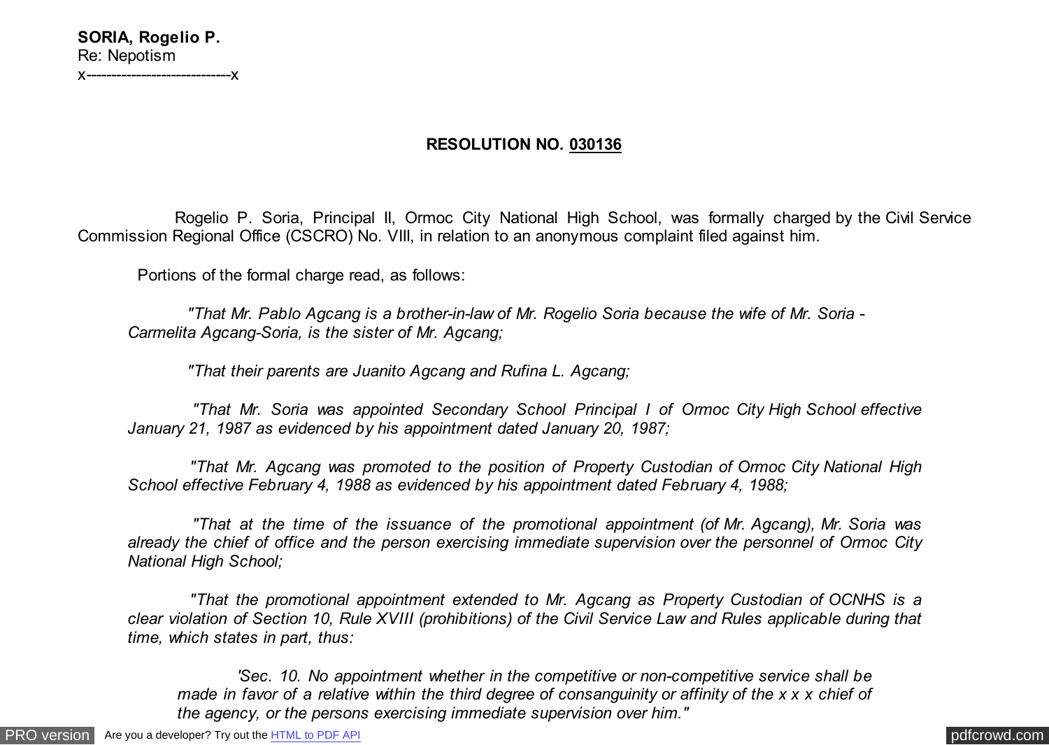**SORIA, Rogelio P.**
Re: Nepotism
x----------------------------x

## RESOLUTION NO. <u>030136</u>

Rogelio P. Soria, Principal II, Ormoc City National High School, was formally charged by the Civil Service Commission Regional Office (CSCRO) No. VIII, in relation to an anonymous complaint filed against him.

Portions of the formal charge read, as follows:

> *"That Mr. Pablo Agcang is a brother-in-law of Mr. Rogelio Soria because the wife of Mr. Soria - Carmelita Agcang-Soria, is the sister of Mr. Agcang;*
>
> *"That their parents are Juanito Agcang and Rufina L. Agcang;*
>
> *"That Mr. Soria was appointed Secondary School Principal I of Ormoc City High School effective January 21, 1987 as evidenced by his appointment dated January 20, 1987;*
>
> *"That Mr. Agcang was promoted to the position of Property Custodian of Ormoc City National High School effective February 4, 1988 as evidenced by his appointment dated February 4, 1988;*
>
> *"That at the time of the issuance of the promotional appointment (of Mr. Agcang), Mr. Soria was already the chief of office and the person exercising immediate supervision over the personnel of Ormoc City National High School;*
>
> *"That the promotional appointment extended to Mr. Agcang as Property Custodian of OCNHS is a clear violation of Section 10, Rule XVIII (prohibitions) of the Civil Service Law and Rules applicable during that time, which states in part, thus:*
>
> > *'Sec. 10. No appointment whether in the competitive or non-competitive service shall be made in favor of a relative within the third degree of consanguinity or affinity of the x x x chief of the agency, or the persons exercising immediate supervision over him."*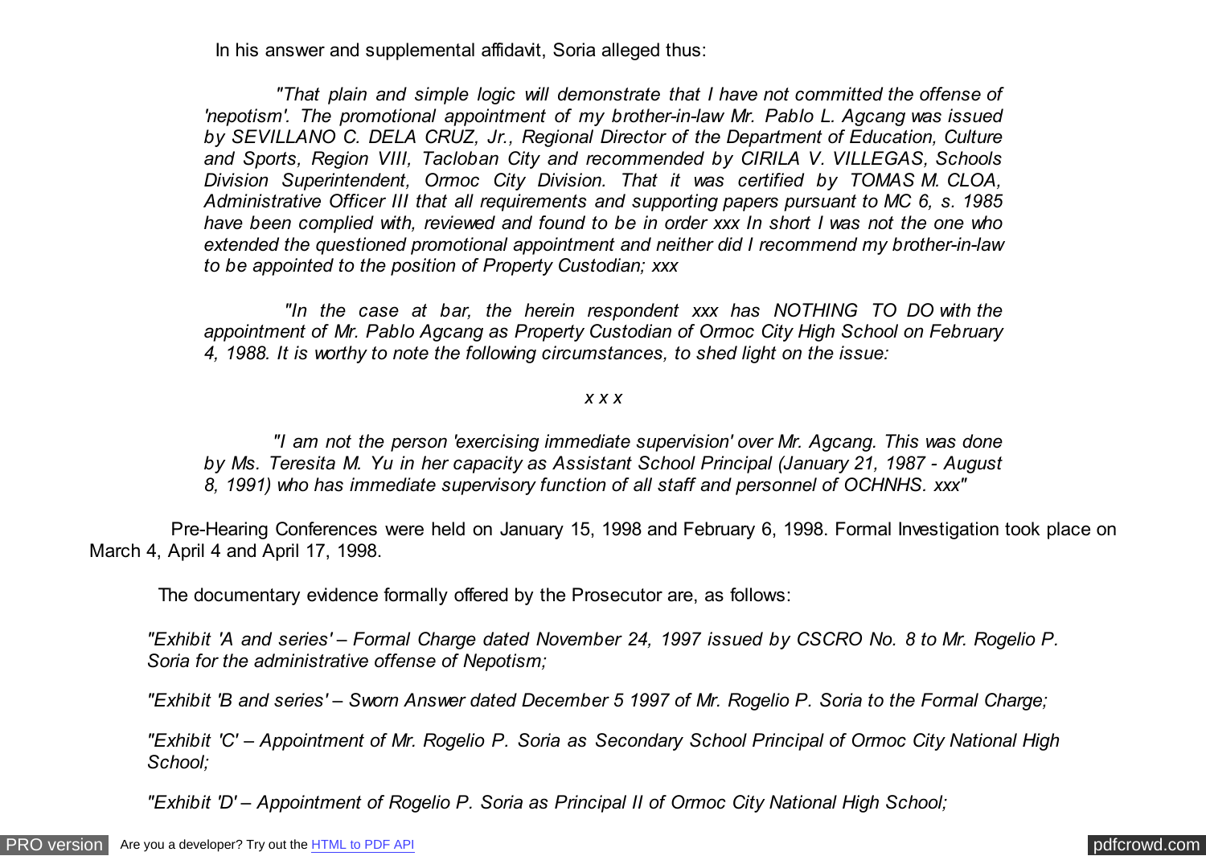In his answer and supplemental affidavit, Soria alleged thus:

> *"That plain and simple logic will demonstrate that I have not committed the offense of 'nepotism'. The promotional appointment of my brother-in-law Mr. Pablo L. Agcang was issued by SEVILLANO C. DELA CRUZ, Jr., Regional Director of the Department of Education, Culture and Sports, Region VIII, Tacloban City and recommended by CIRILA V. VILLEGAS, Schools Division Superintendent, Ormoc City Division. That it was certified by TOMAS M. CLOA, Administrative Officer III that all requirements and supporting papers pursuant to MC 6, s. 1985 have been complied with, reviewed and found to be in order xxx In short I was not the one who extended the questioned promotional appointment and neither did I recommend my brother-in-law to be appointed to the position of Property Custodian; xxx*
>
> *"In the case at bar, the herein respondent xxx has NOTHING TO DO with the appointment of Mr. Pablo Agcang as Property Custodian of Ormoc City High School on February 4, 1988. It is worthy to note the following circumstances, to shed light on the issue:*
>
> *x x x*
>
> *"I am not the person 'exercising immediate supervision' over Mr. Agcang. This was done by Ms. Teresita M. Yu in her capacity as Assistant School Principal (January 21, 1987 - August 8, 1991) who has immediate supervisory function of all staff and personnel of OCHNHS. xxx"*

Pre-Hearing Conferences were held on January 15, 1998 and February 6, 1998. Formal Investigation took place on March 4, April 4 and April 17, 1998.

The documentary evidence formally offered by the Prosecutor are, as follows:

*"Exhibit 'A and series' – Formal Charge dated November 24, 1997 issued by CSCRO No. 8 to Mr. Rogelio P. Soria for the administrative offense of Nepotism;*

*"Exhibit 'B and series' – Sworn Answer dated December 5 1997 of Mr. Rogelio P. Soria to the Formal Charge;*

*"Exhibit 'C' – Appointment of Mr. Rogelio P. Soria as Secondary School Principal of Ormoc City National High School;*

*"Exhibit 'D' – Appointment of Rogelio P. Soria as Principal II of Ormoc City National High School;*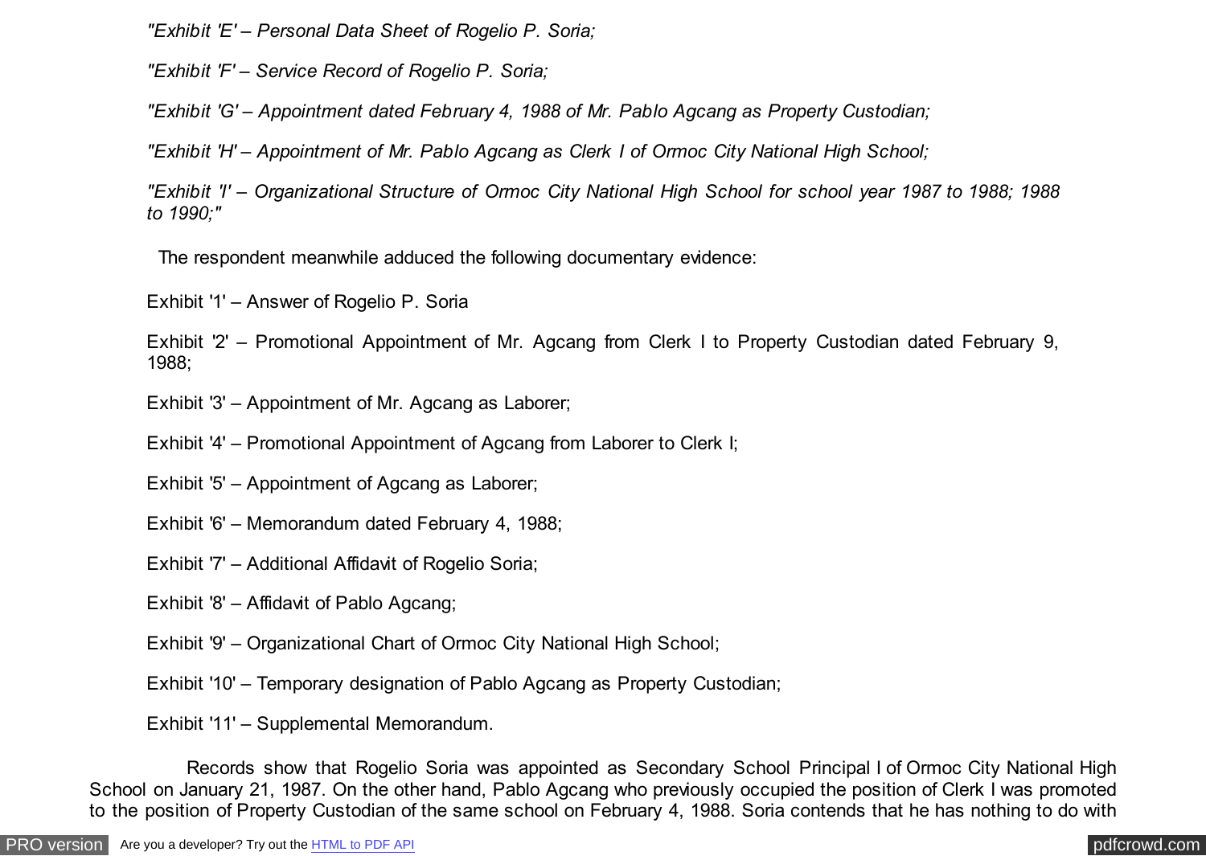*"Exhibit 'E' – Personal Data Sheet of Rogelio P. Soria;*

*"Exhibit 'F' – Service Record of Rogelio P. Soria;*

*"Exhibit 'G' – Appointment dated February 4, 1988 of Mr. Pablo Agcang as Property Custodian;*

*"Exhibit 'H' – Appointment of Mr. Pablo Agcang as Clerk I of Ormoc City National High School;*

*"Exhibit 'I' – Organizational Structure of Ormoc City National High School for school year 1987 to 1988; 1988 to 1990;"*

The respondent meanwhile adduced the following documentary evidence:

Exhibit '1' – Answer of Rogelio P. Soria

Exhibit '2' – Promotional Appointment of Mr. Agcang from Clerk I to Property Custodian dated February 9, 1988;

Exhibit '3' – Appointment of Mr. Agcang as Laborer;

Exhibit '4' – Promotional Appointment of Agcang from Laborer to Clerk I;

Exhibit '5' – Appointment of Agcang as Laborer;

Exhibit '6' – Memorandum dated February 4, 1988;

Exhibit '7' – Additional Affidavit of Rogelio Soria;

Exhibit '8' – Affidavit of Pablo Agcang;

Exhibit '9' – Organizational Chart of Ormoc City National High School;

Exhibit '10' – Temporary designation of Pablo Agcang as Property Custodian;

Exhibit '11' – Supplemental Memorandum.

Records show that Rogelio Soria was appointed as Secondary School Principal I of Ormoc City National High School on January 21, 1987. On the other hand, Pablo Agcang who previously occupied the position of Clerk I was promoted to the position of Property Custodian of the same school on February 4, 1988. Soria contends that he has nothing to do with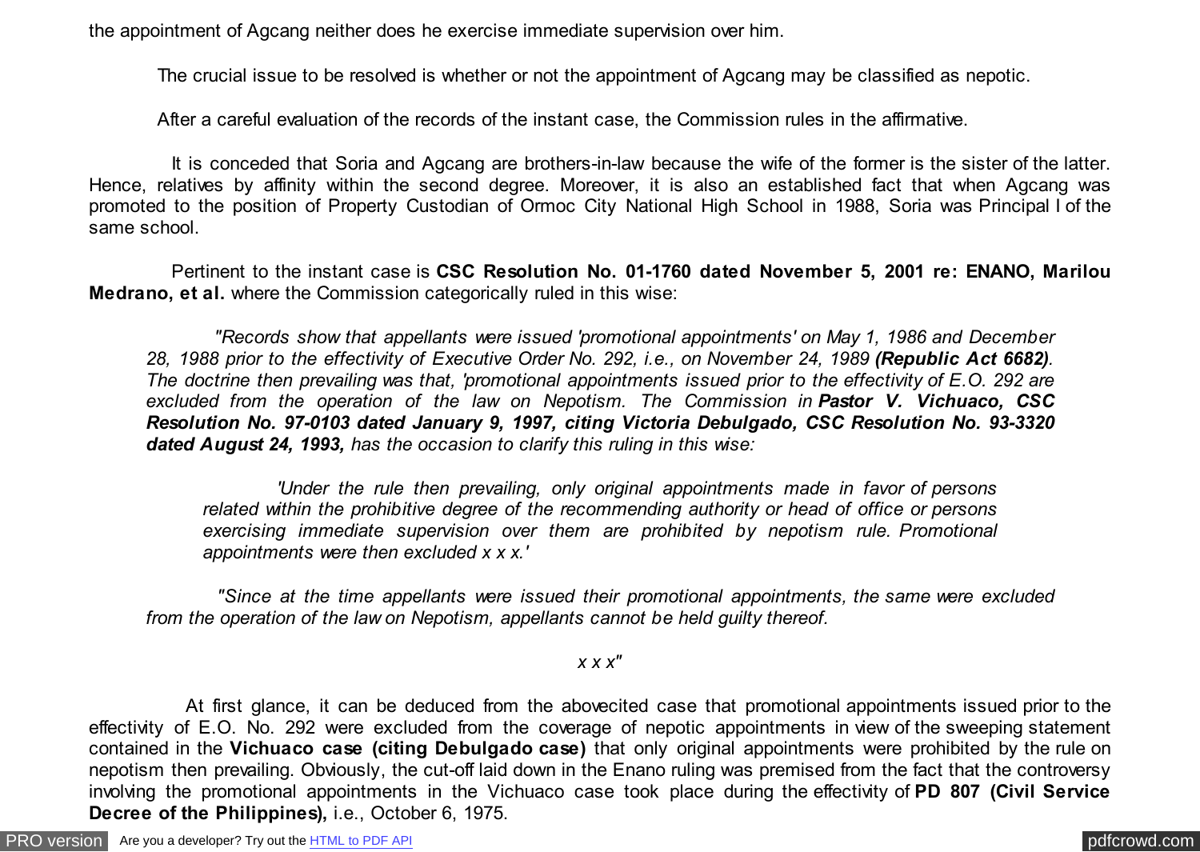the appointment of Agcang neither does he exercise immediate supervision over him.

The crucial issue to be resolved is whether or not the appointment of Agcang may be classified as nepotic.

After a careful evaluation of the records of the instant case, the Commission rules in the affirmative.

It is conceded that Soria and Agcang are brothers-in-law because the wife of the former is the sister of the latter. Hence, relatives by affinity within the second degree. Moreover, it is also an established fact that when Agcang was promoted to the position of Property Custodian of Ormoc City National High School in 1988, Soria was Principal I of the same school.

Pertinent to the instant case is **CSC Resolution No. 01-1760 dated November 5, 2001 re: ENANO, Marilou Medrano, et al.** where the Commission categorically ruled in this wise:

> *"Records show that appellants were issued 'promotional appointments' on May 1, 1986 and December 28, 1988 prior to the effectivity of Executive Order No. 292, i.e., on November 24, 1989 **(Republic Act 6682)**. The doctrine then prevailing was that, 'promotional appointments issued prior to the effectivity of E.O. 292 are excluded from the operation of the law on Nepotism. The Commission in **Pastor V. Vichuaco, CSC Resolution No. 97-0103 dated January 9, 1997, citing Victoria Debulgado, CSC Resolution No. 93-3320 dated August 24, 1993,** has the occasion to clarify this ruling in this wise:*
>
> > *'Under the rule then prevailing, only original appointments made in favor of persons related within the prohibitive degree of the recommending authority or head of office or persons exercising immediate supervision over them are prohibited by nepotism rule. Promotional appointments were then excluded x x x.'*
>
> *"Since at the time appellants were issued their promotional appointments, the same were excluded from the operation of the law on Nepotism, appellants cannot be held guilty thereof.*
>
> *x x x"*

At first glance, it can be deduced from the abovecited case that promotional appointments issued prior to the effectivity of E.O. No. 292 were excluded from the coverage of nepotic appointments in view of the sweeping statement contained in the **Vichuaco case (citing Debulgado case)** that only original appointments were prohibited by the rule on nepotism then prevailing. Obviously, the cut-off laid down in the Enano ruling was premised from the fact that the controversy involving the promotional appointments in the Vichuaco case took place during the effectivity of **PD 807 (Civil Service Decree of the Philippines),** i.e., October 6, 1975.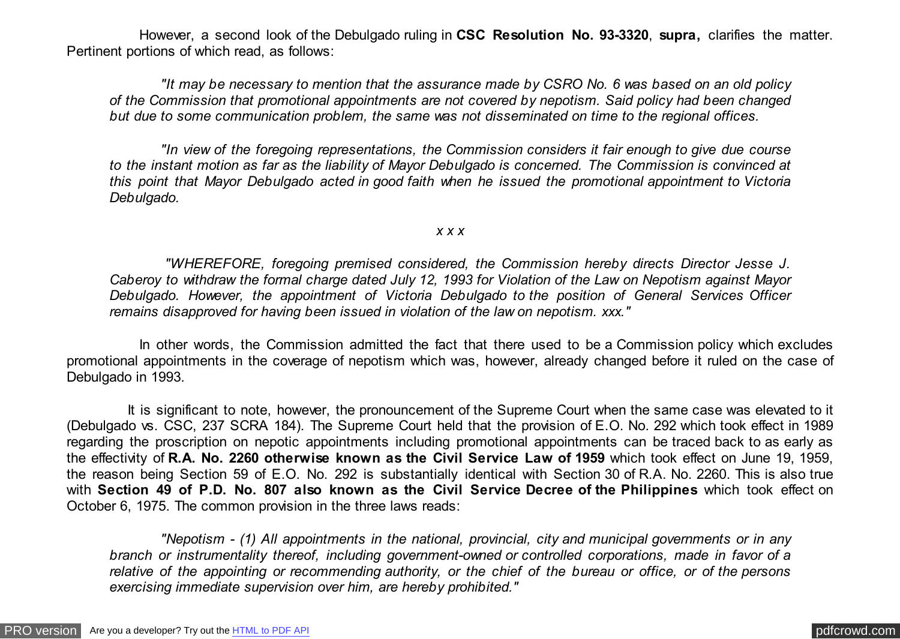However, a second look of the Debulgado ruling in **CSC Resolution No. 93-3320**, **supra,** clarifies the matter. Pertinent portions of which read, as follows:

> *"It may be necessary to mention that the assurance made by CSRO No. 6 was based on an old policy of the Commission that promotional appointments are not covered by nepotism. Said policy had been changed but due to some communication problem, the same was not disseminated on time to the regional offices.*
>
> *"In view of the foregoing representations, the Commission considers it fair enough to give due course to the instant motion as far as the liability of Mayor Debulgado is concerned. The Commission is convinced at this point that Mayor Debulgado acted in good faith when he issued the promotional appointment to Victoria Debulgado.*
>
> *x x x*
>
> *"WHEREFORE, foregoing premised considered, the Commission hereby directs Director Jesse J. Caberoy to withdraw the formal charge dated July 12, 1993 for Violation of the Law on Nepotism against Mayor Debulgado. However, the appointment of Victoria Debulgado to the position of General Services Officer remains disapproved for having been issued in violation of the law on nepotism. xxx."*

In other words, the Commission admitted the fact that there used to be a Commission policy which excludes promotional appointments in the coverage of nepotism which was, however, already changed before it ruled on the case of Debulgado in 1993.

It is significant to note, however, the pronouncement of the Supreme Court when the same case was elevated to it (Debulgado vs. CSC, 237 SCRA 184). The Supreme Court held that the provision of E.O. No. 292 which took effect in 1989 regarding the proscription on nepotic appointments including promotional appointments can be traced back to as early as the effectivity of **R.A. No. 2260 otherwise known as the Civil Service Law of 1959** which took effect on June 19, 1959, the reason being Section 59 of E.O. No. 292 is substantially identical with Section 30 of R.A. No. 2260. This is also true with **Section 49 of P.D. No. 807 also known as the Civil Service Decree of the Philippines** which took effect on October 6, 1975. The common provision in the three laws reads:

> *"Nepotism - (1) All appointments in the national, provincial, city and municipal governments or in any branch or instrumentality thereof, including government-owned or controlled corporations, made in favor of a relative of the appointing or recommending authority, or the chief of the bureau or office, or of the persons exercising immediate supervision over him, are hereby prohibited."*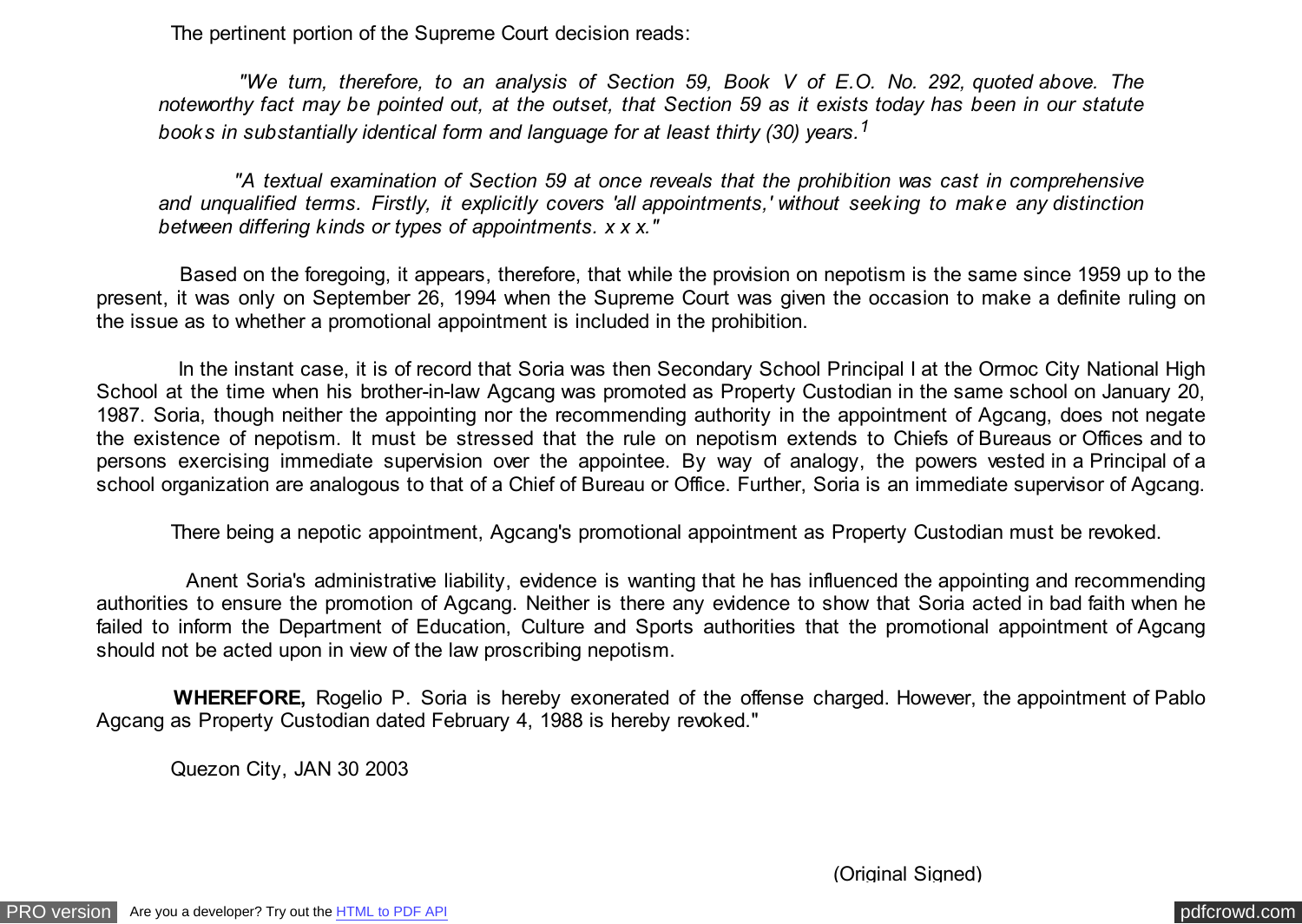The pertinent portion of the Supreme Court decision reads:

> *"We turn, therefore, to an analysis of Section 59, Book V of E.O. No. 292, quoted above. The noteworthy fact may be pointed out, at the outset, that Section 59 as it exists today has been in our statute books in substantially identical form and language for at least thirty (30) years.*[1]
>
> *"A textual examination of Section 59 at once reveals that the prohibition was cast in comprehensive and unqualified terms. Firstly, it explicitly covers 'all appointments,' without seeking to make any distinction between differing kinds or types of appointments. x x x."*

Based on the foregoing, it appears, therefore, that while the provision on nepotism is the same since 1959 up to the present, it was only on September 26, 1994 when the Supreme Court was given the occasion to make a definite ruling on the issue as to whether a promotional appointment is included in the prohibition.

In the instant case, it is of record that Soria was then Secondary School Principal I at the Ormoc City National High School at the time when his brother-in-law Agcang was promoted as Property Custodian in the same school on January 20, 1987. Soria, though neither the appointing nor the recommending authority in the appointment of Agcang, does not negate the existence of nepotism. It must be stressed that the rule on nepotism extends to Chiefs of Bureaus or Offices and to persons exercising immediate supervision over the appointee. By way of analogy, the powers vested in a Principal of a school organization are analogous to that of a Chief of Bureau or Office. Further, Soria is an immediate supervisor of Agcang.

There being a nepotic appointment, Agcang's promotional appointment as Property Custodian must be revoked.

Anent Soria's administrative liability, evidence is wanting that he has influenced the appointing and recommending authorities to ensure the promotion of Agcang. Neither is there any evidence to show that Soria acted in bad faith when he failed to inform the Department of Education, Culture and Sports authorities that the promotional appointment of Agcang should not be acted upon in view of the law proscribing nepotism.

**WHEREFORE,** Rogelio P. Soria is hereby exonerated of the offense charged. However, the appointment of Pablo Agcang as Property Custodian dated February 4, 1988 is hereby revoked."

Quezon City, JAN 30 2003

(Original Signed)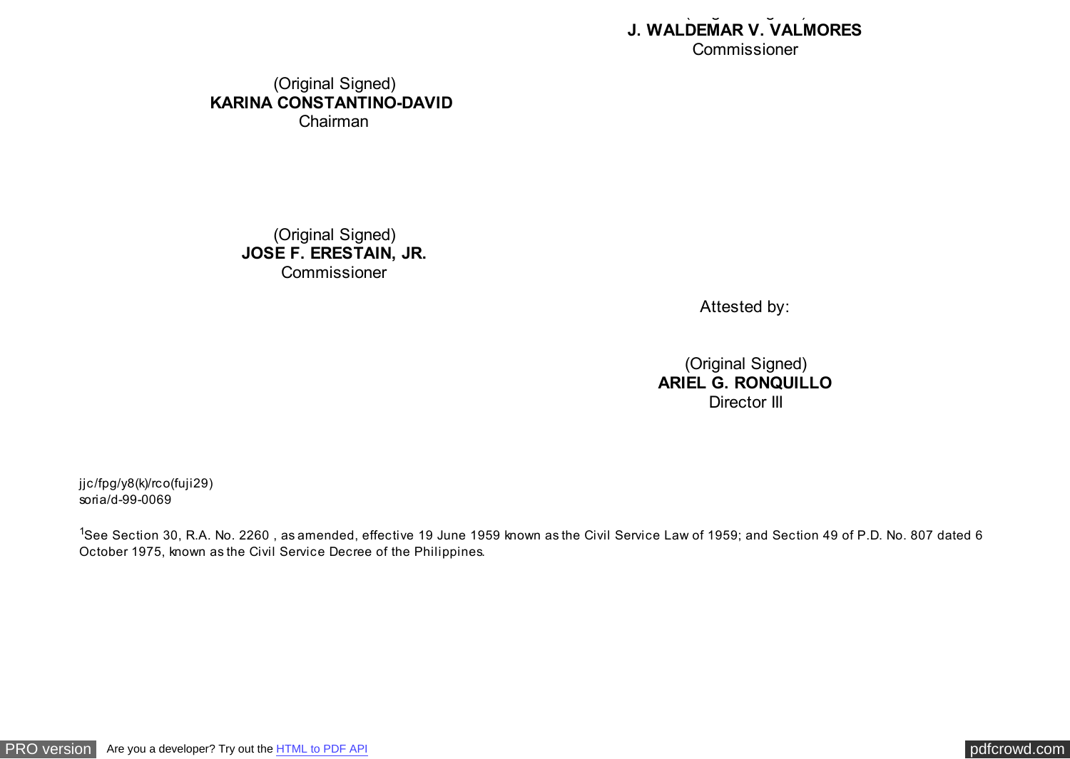(Original Signed)
**J. WALDEMAR V. VALMORES**
Commissioner

(Original Signed)
**KARINA CONSTANTINO-DAVID**
Chairman

(Original Signed)
**JOSE F. ERESTAIN, JR.**
Commissioner

Attested by:

(Original Signed)
**ARIEL G. RONQUILLO**
Director III

jjc/fpg/y8(k)/rco(fuji29)
soria/d-99-0069

[1]See Section 30, R.A. No. 2260 , as amended, effective 19 June 1959 known as the Civil Service Law of 1959; and Section 49 of P.D. No. 807 dated 6 October 1975, known as the Civil Service Decree of the Philippines.